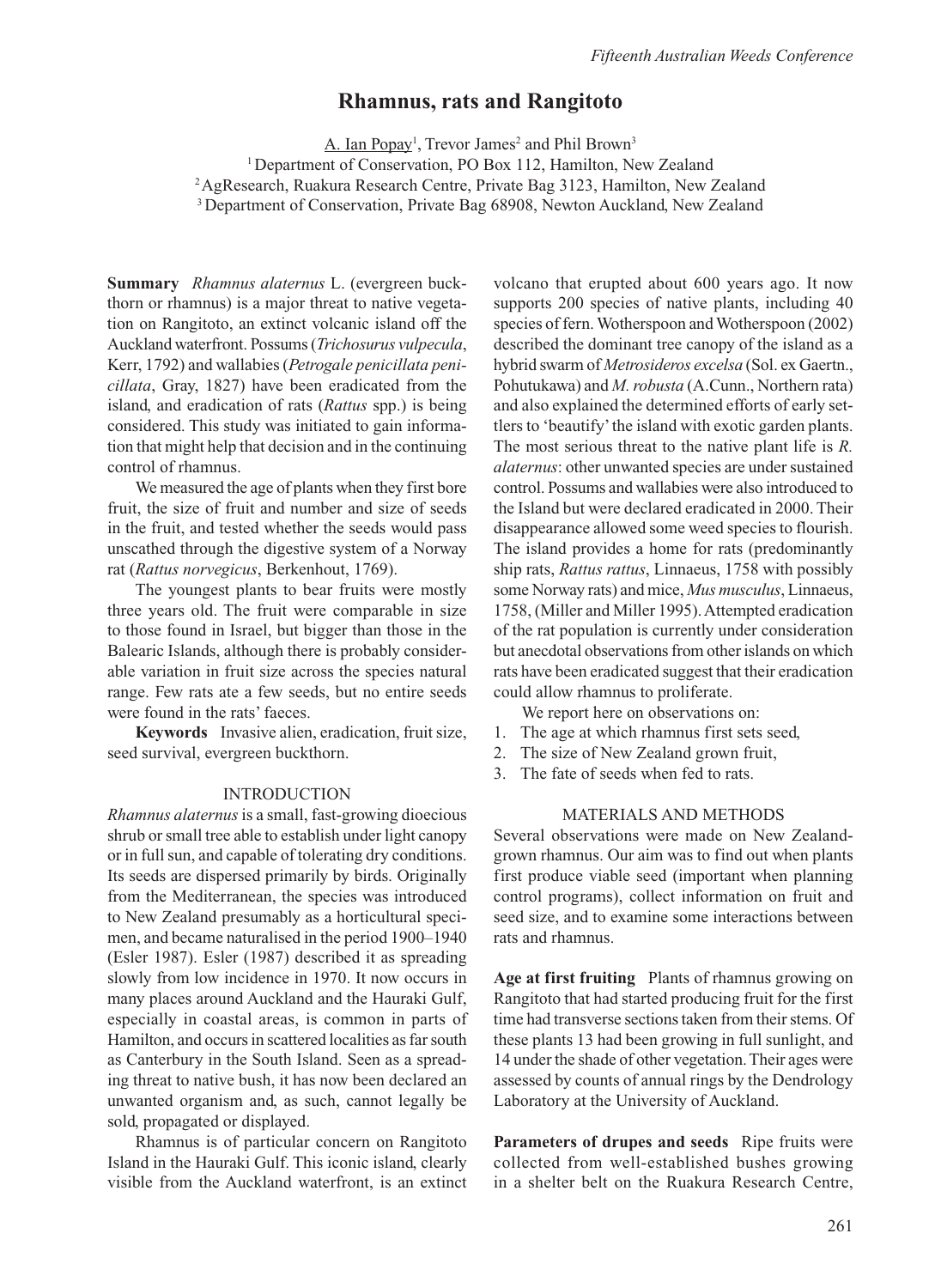# Rhamnus, rats and Rangitoto

A. Ian Popay[1], Trevor James[2] and Phil Brown[3]

[1] Department of Conservation, PO Box 112, Hamilton, New Zealand
[2] AgResearch, Ruakura Research Centre, Private Bag 3123, Hamilton, New Zealand
[3] Department of Conservation, Private Bag 68908, Newton Auckland, New Zealand

**Summary** *Rhamnus alaternus* L. (evergreen buckthorn or rhamnus) is a major threat to native vegetation on Rangitoto, an extinct volcanic island off the Auckland waterfront. Possums (*Trichosurus vulpecula*, Kerr, 1792) and wallabies (*Petrogale penicillata penicillata*, Gray, 1827) have been eradicated from the island, and eradication of rats (*Rattus* spp.) is being considered. This study was initiated to gain information that might help that decision and in the continuing control of rhamnus.

We measured the age of plants when they first bore fruit, the size of fruit and number and size of seeds in the fruit, and tested whether the seeds would pass unscathed through the digestive system of a Norway rat (*Rattus norvegicus*, Berkenhout, 1769).

The youngest plants to bear fruits were mostly three years old. The fruit were comparable in size to those found in Israel, but bigger than those in the Balearic Islands, although there is probably considerable variation in fruit size across the species natural range. Few rats ate a few seeds, but no entire seeds were found in the rats' faeces.

**Keywords** Invasive alien, eradication, fruit size, seed survival, evergreen buckthorn.

## INTRODUCTION

*Rhamnus alaternus* is a small, fast-growing dioecious shrub or small tree able to establish under light canopy or in full sun, and capable of tolerating dry conditions. Its seeds are dispersed primarily by birds. Originally from the Mediterranean, the species was introduced to New Zealand presumably as a horticultural specimen, and became naturalised in the period 1900–1940 (Esler 1987). Esler (1987) described it as spreading slowly from low incidence in 1970. It now occurs in many places around Auckland and the Hauraki Gulf, especially in coastal areas, is common in parts of Hamilton, and occurs in scattered localities as far south as Canterbury in the South Island. Seen as a spreading threat to native bush, it has now been declared an unwanted organism and, as such, cannot legally be sold, propagated or displayed.

Rhamnus is of particular concern on Rangitoto Island in the Hauraki Gulf. This iconic island, clearly visible from the Auckland waterfront, is an extinct volcano that erupted about 600 years ago. It now supports 200 species of native plants, including 40 species of fern. Wotherspoon and Wotherspoon (2002) described the dominant tree canopy of the island as a hybrid swarm of *Metrosideros excelsa* (Sol. ex Gaertn., Pohutukawa) and *M. robusta* (A.Cunn., Northern rata) and also explained the determined efforts of early settlers to 'beautify' the island with exotic garden plants. The most serious threat to the native plant life is *R. alaternus*: other unwanted species are under sustained control. Possums and wallabies were also introduced to the Island but were declared eradicated in 2000. Their disappearance allowed some weed species to flourish. The island provides a home for rats (predominantly ship rats, *Rattus rattus*, Linnaeus, 1758 with possibly some Norway rats) and mice, *Mus musculus*, Linnaeus, 1758, (Miller and Miller 1995). Attempted eradication of the rat population is currently under consideration but anecdotal observations from other islands on which rats have been eradicated suggest that their eradication could allow rhamnus to proliferate.

We report here on observations on:

1. The age at which rhamnus first sets seed,
2. The size of New Zealand grown fruit,
3. The fate of seeds when fed to rats.

## MATERIALS AND METHODS

Several observations were made on New Zealand-grown rhamnus. Our aim was to find out when plants first produce viable seed (important when planning control programs), collect information on fruit and seed size, and to examine some interactions between rats and rhamnus.

**Age at first fruiting** Plants of rhamnus growing on Rangitoto that had started producing fruit for the first time had transverse sections taken from their stems. Of these plants 13 had been growing in full sunlight, and 14 under the shade of other vegetation. Their ages were assessed by counts of annual rings by the Dendrology Laboratory at the University of Auckland.

**Parameters of drupes and seeds** Ripe fruits were collected from well-established bushes growing in a shelter belt on the Ruakura Research Centre,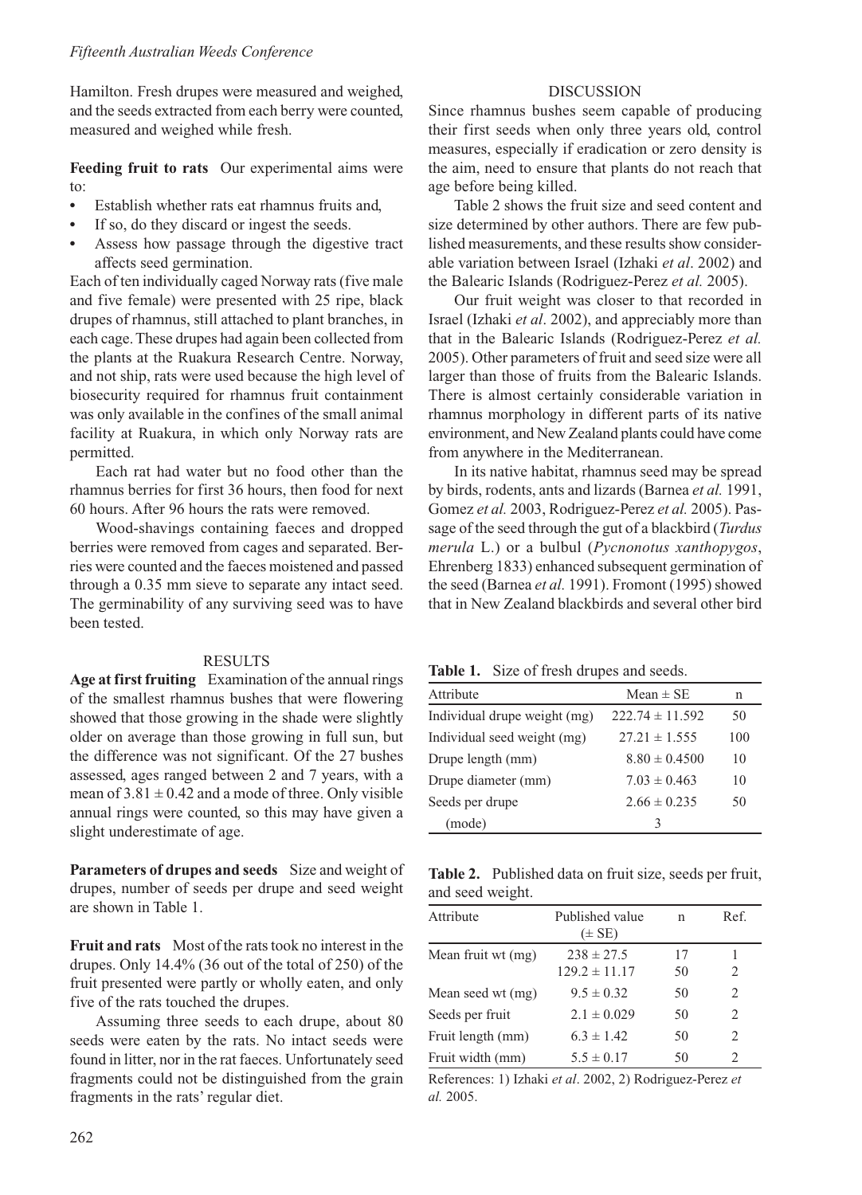Hamilton. Fresh drupes were measured and weighed, and the seeds extracted from each berry were counted, measured and weighed while fresh.

**Feeding fruit to rats** Our experimental aims were to:

- Establish whether rats eat rhamnus fruits and,
- If so, do they discard or ingest the seeds.
- Assess how passage through the digestive tract affects seed germination.

Each of ten individually caged Norway rats (five male and five female) were presented with 25 ripe, black drupes of rhamnus, still attached to plant branches, in each cage. These drupes had again been collected from the plants at the Ruakura Research Centre. Norway, and not ship, rats were used because the high level of biosecurity required for rhamnus fruit containment was only available in the confines of the small animal facility at Ruakura, in which only Norway rats are permitted.

Each rat had water but no food other than the rhamnus berries for first 36 hours, then food for next 60 hours. After 96 hours the rats were removed.

Wood-shavings containing faeces and dropped berries were removed from cages and separated. Berries were counted and the faeces moistened and passed through a 0.35 mm sieve to separate any intact seed. The germinability of any surviving seed was to have been tested.

## RESULTS

**Age at first fruiting** Examination of the annual rings of the smallest rhamnus bushes that were flowering showed that those growing in the shade were slightly older on average than those growing in full sun, but the difference was not significant. Of the 27 bushes assessed, ages ranged between 2 and 7 years, with a mean of $3.81 \pm 0.42$ and a mode of three. Only visible annual rings were counted, so this may have given a slight underestimate of age.

**Parameters of drupes and seeds** Size and weight of drupes, number of seeds per drupe and seed weight are shown in Table 1.

**Fruit and rats** Most of the rats took no interest in the drupes. Only 14.4% (36 out of the total of 250) of the fruit presented were partly or wholly eaten, and only five of the rats touched the drupes.

Assuming three seeds to each drupe, about 80 seeds were eaten by the rats. No intact seeds were found in litter, nor in the rat faeces. Unfortunately seed fragments could not be distinguished from the grain fragments in the rats' regular diet.

## DISCUSSION

Since rhamnus bushes seem capable of producing their first seeds when only three years old, control measures, especially if eradication or zero density is the aim, need to ensure that plants do not reach that age before being killed.

Table 2 shows the fruit size and seed content and size determined by other authors. There are few published measurements, and these results show considerable variation between Israel (Izhaki *et al*. 2002) and the Balearic Islands (Rodriguez-Perez *et al.* 2005).

Our fruit weight was closer to that recorded in Israel (Izhaki *et al*. 2002), and appreciably more than that in the Balearic Islands (Rodriguez-Perez *et al.* 2005). Other parameters of fruit and seed size were all larger than those of fruits from the Balearic Islands. There is almost certainly considerable variation in rhamnus morphology in different parts of its native environment, and New Zealand plants could have come from anywhere in the Mediterranean.

In its native habitat, rhamnus seed may be spread by birds, rodents, ants and lizards (Barnea *et al.* 1991, Gomez *et al.* 2003, Rodriguez-Perez *et al.* 2005). Passage of the seed through the gut of a blackbird (*Turdus merula* L.) or a bulbul (*Pycnonotus xanthopygos*, Ehrenberg 1833) enhanced subsequent germination of the seed (Barnea *et al.* 1991). Fromont (1995) showed that in New Zealand blackbirds and several other bird

**Table 1.** Size of fresh drupes and seeds.

| Attribute | Mean ± SE | n |
|---|---|---|
| Individual drupe weight (mg) | 222.74 ± 11.592 | 50 |
| Individual seed weight (mg) | 27.21 ± 1.555 | 100 |
| Drupe length (mm) | 8.80 ± 0.4500 | 10 |
| Drupe diameter (mm) | 7.03 ± 0.463 | 10 |
| Seeds per drupe | 2.66 ± 0.235 | 50 |
| (mode) | 3 | |

**Table 2.** Published data on fruit size, seeds per fruit, and seed weight.

| Attribute | Published value (± SE) | n | Ref. |
|---|---|---|---|
| Mean fruit wt (mg) | 238 ± 27.5 | 17 | 1 |
| | 129.2 ± 11.17 | 50 | 2 |
| Mean seed wt (mg) | 9.5 ± 0.32 | 50 | 2 |
| Seeds per fruit | 2.1 ± 0.029 | 50 | 2 |
| Fruit length (mm) | 6.3 ± 1.42 | 50 | 2 |
| Fruit width (mm) | 5.5 ± 0.17 | 50 | 2 |

References: 1) Izhaki *et al*. 2002, 2) Rodriguez-Perez *et al.* 2005.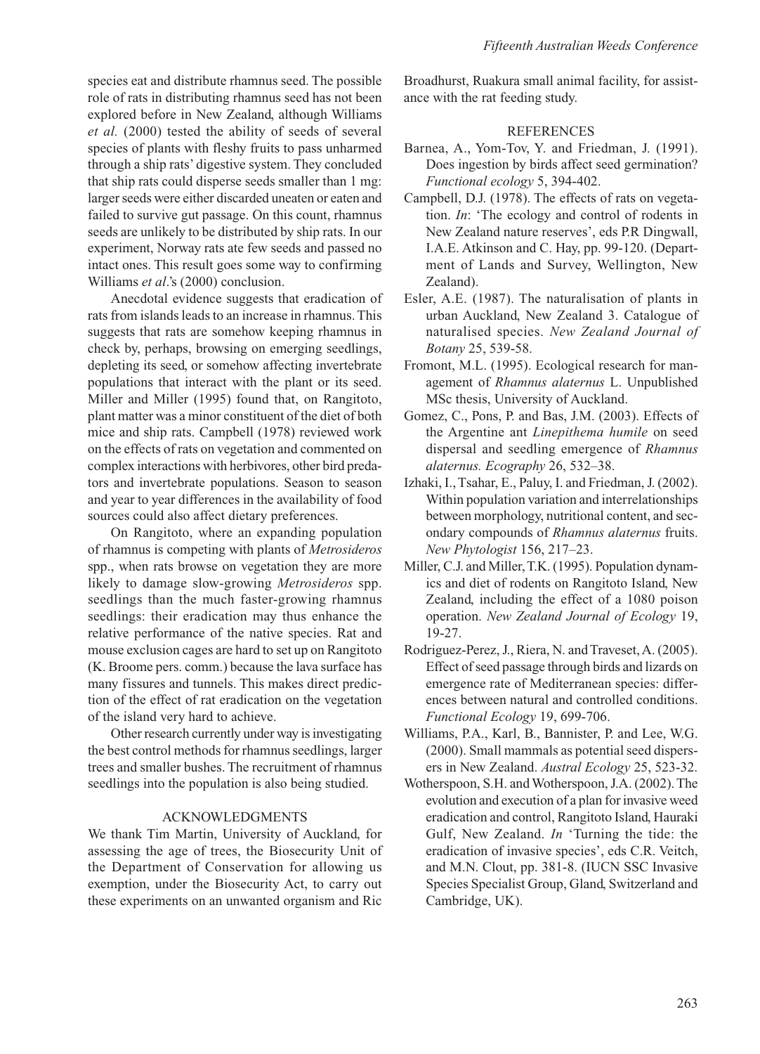species eat and distribute rhamnus seed. The possible role of rats in distributing rhamnus seed has not been explored before in New Zealand, although Williams *et al.* (2000) tested the ability of seeds of several species of plants with fleshy fruits to pass unharmed through a ship rats' digestive system. They concluded that ship rats could disperse seeds smaller than 1 mg: larger seeds were either discarded uneaten or eaten and failed to survive gut passage. On this count, rhamnus seeds are unlikely to be distributed by ship rats. In our experiment, Norway rats ate few seeds and passed no intact ones. This result goes some way to confirming Williams *et al*.'s (2000) conclusion.

Anecdotal evidence suggests that eradication of rats from islands leads to an increase in rhamnus. This suggests that rats are somehow keeping rhamnus in check by, perhaps, browsing on emerging seedlings, depleting its seed, or somehow affecting invertebrate populations that interact with the plant or its seed. Miller and Miller (1995) found that, on Rangitoto, plant matter was a minor constituent of the diet of both mice and ship rats. Campbell (1978) reviewed work on the effects of rats on vegetation and commented on complex interactions with herbivores, other bird predators and invertebrate populations. Season to season and year to year differences in the availability of food sources could also affect dietary preferences.

On Rangitoto, where an expanding population of rhamnus is competing with plants of *Metrosideros* spp., when rats browse on vegetation they are more likely to damage slow-growing *Metrosideros* spp. seedlings than the much faster-growing rhamnus seedlings: their eradication may thus enhance the relative performance of the native species. Rat and mouse exclusion cages are hard to set up on Rangitoto (K. Broome pers. comm.) because the lava surface has many fissures and tunnels. This makes direct prediction of the effect of rat eradication on the vegetation of the island very hard to achieve.

Other research currently under way is investigating the best control methods for rhamnus seedlings, larger trees and smaller bushes. The recruitment of rhamnus seedlings into the population is also being studied.

## ACKNOWLEDGMENTS

We thank Tim Martin, University of Auckland, for assessing the age of trees, the Biosecurity Unit of the Department of Conservation for allowing us exemption, under the Biosecurity Act, to carry out these experiments on an unwanted organism and Ric Broadhurst, Ruakura small animal facility, for assistance with the rat feeding study.

## REFERENCES

Barnea, A., Yom-Tov, Y. and Friedman, J. (1991). Does ingestion by birds affect seed germination? *Functional ecology* 5, 394-402.

Campbell, D.J. (1978). The effects of rats on vegetation. *In*: 'The ecology and control of rodents in New Zealand nature reserves', eds P.R Dingwall, I.A.E. Atkinson and C. Hay, pp. 99-120. (Department of Lands and Survey, Wellington, New Zealand).

Esler, A.E. (1987). The naturalisation of plants in urban Auckland, New Zealand 3. Catalogue of naturalised species. *New Zealand Journal of Botany* 25, 539-58.

Fromont, M.L. (1995). Ecological research for management of *Rhamnus alaternus* L. Unpublished MSc thesis, University of Auckland.

Gomez, C., Pons, P. and Bas, J.M. (2003). Effects of the Argentine ant *Linepithema humile* on seed dispersal and seedling emergence of *Rhamnus alaternus. Ecography* 26, 532–38.

Izhaki, I., Tsahar, E., Paluy, I. and Friedman, J. (2002). Within population variation and interrelationships between morphology, nutritional content, and secondary compounds of *Rhamnus alaternus* fruits. *New Phytologist* 156, 217–23.

Miller, C.J. and Miller, T.K. (1995). Population dynamics and diet of rodents on Rangitoto Island, New Zealand, including the effect of a 1080 poison operation. *New Zealand Journal of Ecology* 19, 19-27.

Rodriguez-Perez, J., Riera, N. and Traveset, A. (2005). Effect of seed passage through birds and lizards on emergence rate of Mediterranean species: differences between natural and controlled conditions. *Functional Ecology* 19, 699-706.

Williams, P.A., Karl, B., Bannister, P. and Lee, W.G. (2000). Small mammals as potential seed dispersers in New Zealand. *Austral Ecology* 25, 523-32.

Wotherspoon, S.H. and Wotherspoon, J.A. (2002). The evolution and execution of a plan for invasive weed eradication and control, Rangitoto Island, Hauraki Gulf, New Zealand. *In* 'Turning the tide: the eradication of invasive species', eds C.R. Veitch, and M.N. Clout, pp. 381-8. (IUCN SSC Invasive Species Specialist Group, Gland, Switzerland and Cambridge, UK).